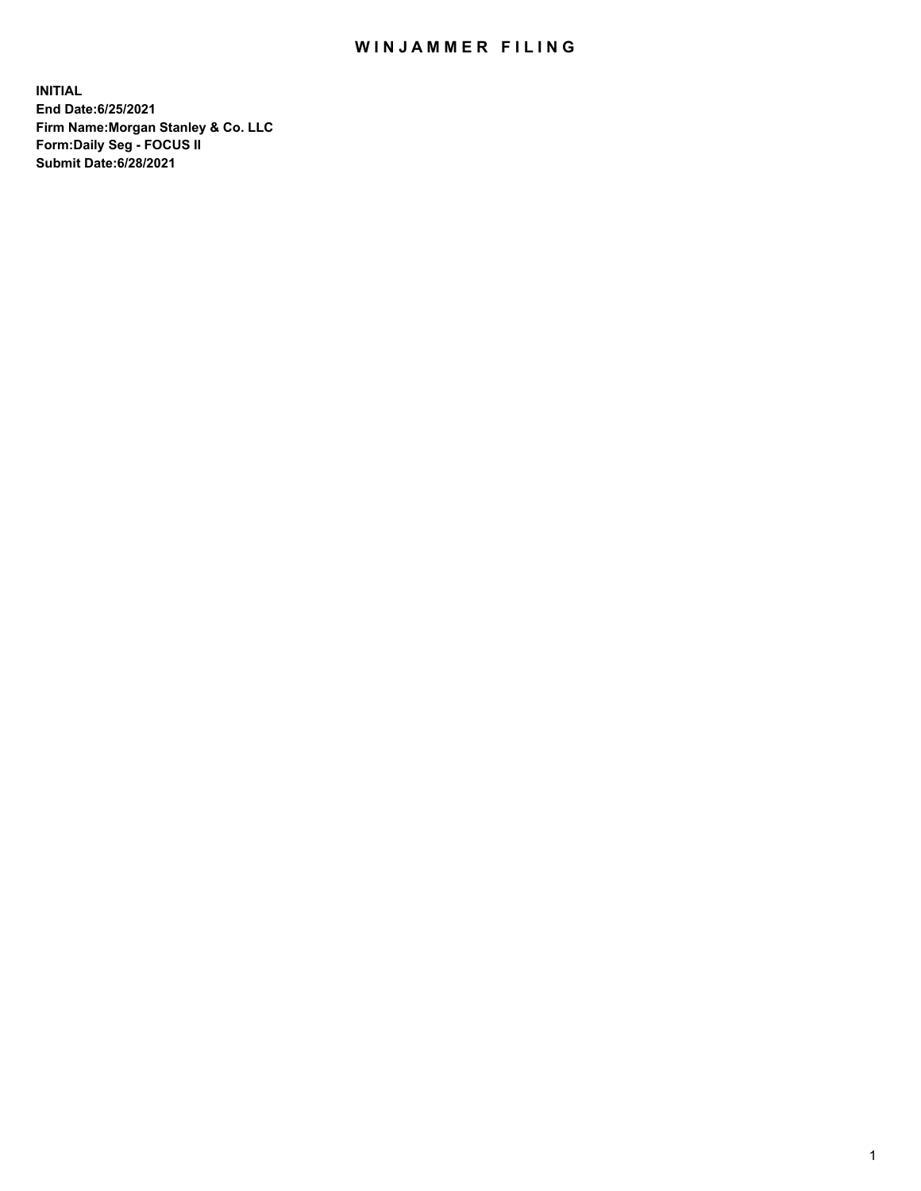# WINJAMMER FILING

**INITIAL**
**End Date:6/25/2021**
**Firm Name:Morgan Stanley & Co. LLC**
**Form:Daily Seg - FOCUS II**
**Submit Date:6/28/2021**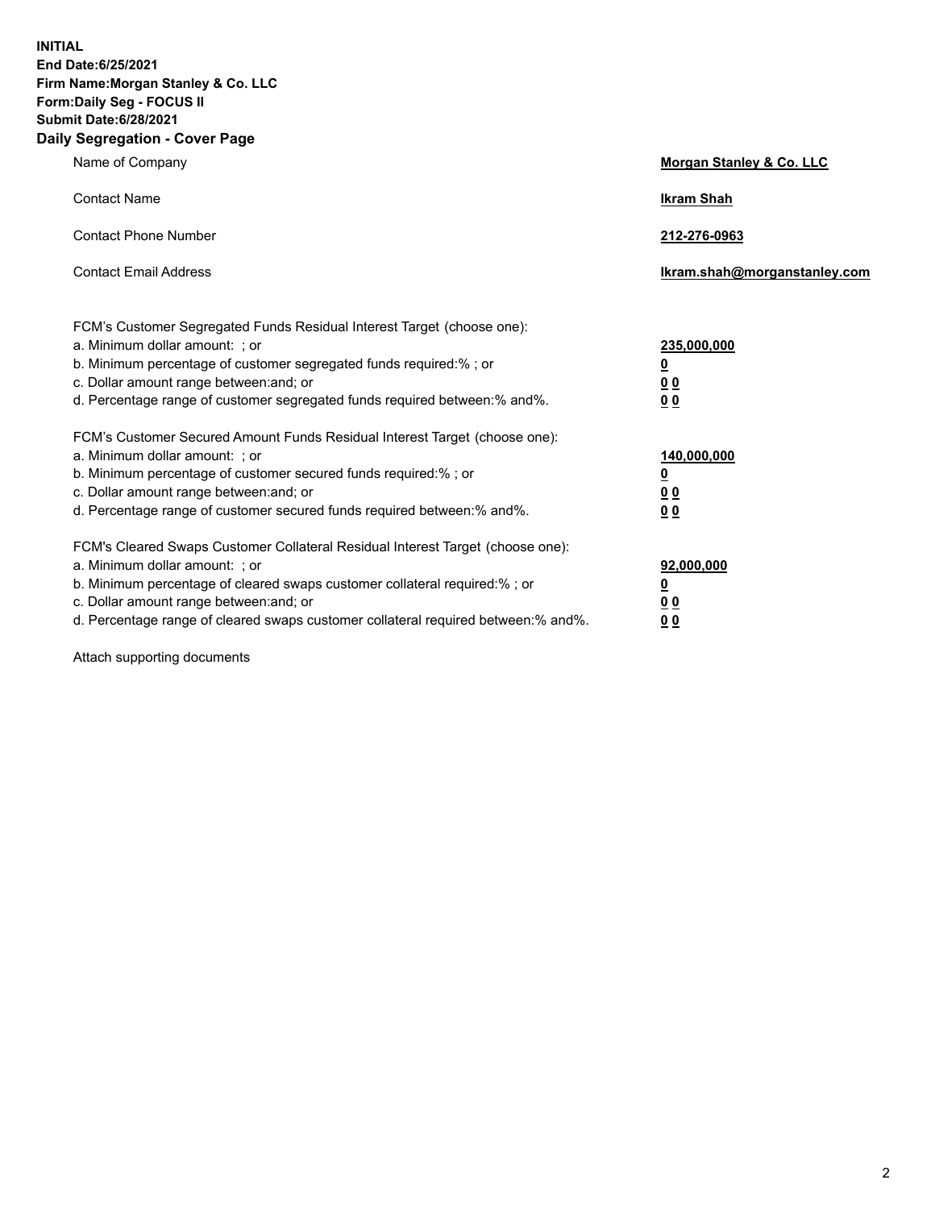**INITIAL**
**End Date:6/25/2021**
**Firm Name:Morgan Stanley & Co. LLC**
**Form:Daily Seg - FOCUS II**
**Submit Date:6/28/2021**
**Daily Segregation - Cover Page**

| | |
|---|---|
| Name of Company | **Morgan Stanley & Co. LLC** |
| Contact Name | **Ikram Shah** |
| Contact Phone Number | **212-276-0963** |
| Contact Email Address | **Ikram.shah@morganstanley.com** |

| | |
|---|---|
| FCM's Customer Segregated Funds Residual Interest Target (choose one): | |
| a. Minimum dollar amount: ; or | **235,000,000** |
| b. Minimum percentage of customer segregated funds required:% ; or | **0** |
| c. Dollar amount range between:and; or | **0 0** |
| d. Percentage range of customer segregated funds required between:% and%. | **0 0** |
| FCM's Customer Secured Amount Funds Residual Interest Target (choose one): | |
| a. Minimum dollar amount: ; or | **140,000,000** |
| b. Minimum percentage of customer secured funds required:% ; or | **0** |
| c. Dollar amount range between:and; or | **0 0** |
| d. Percentage range of customer secured funds required between:% and%. | **0 0** |
| FCM's Cleared Swaps Customer Collateral Residual Interest Target (choose one): | |
| a. Minimum dollar amount: ; or | **92,000,000** |
| b. Minimum percentage of cleared swaps customer collateral required:% ; or | **0** |
| c. Dollar amount range between:and; or | **0 0** |
| d. Percentage range of cleared swaps customer collateral required between:% and%. | **0 0** |

Attach supporting documents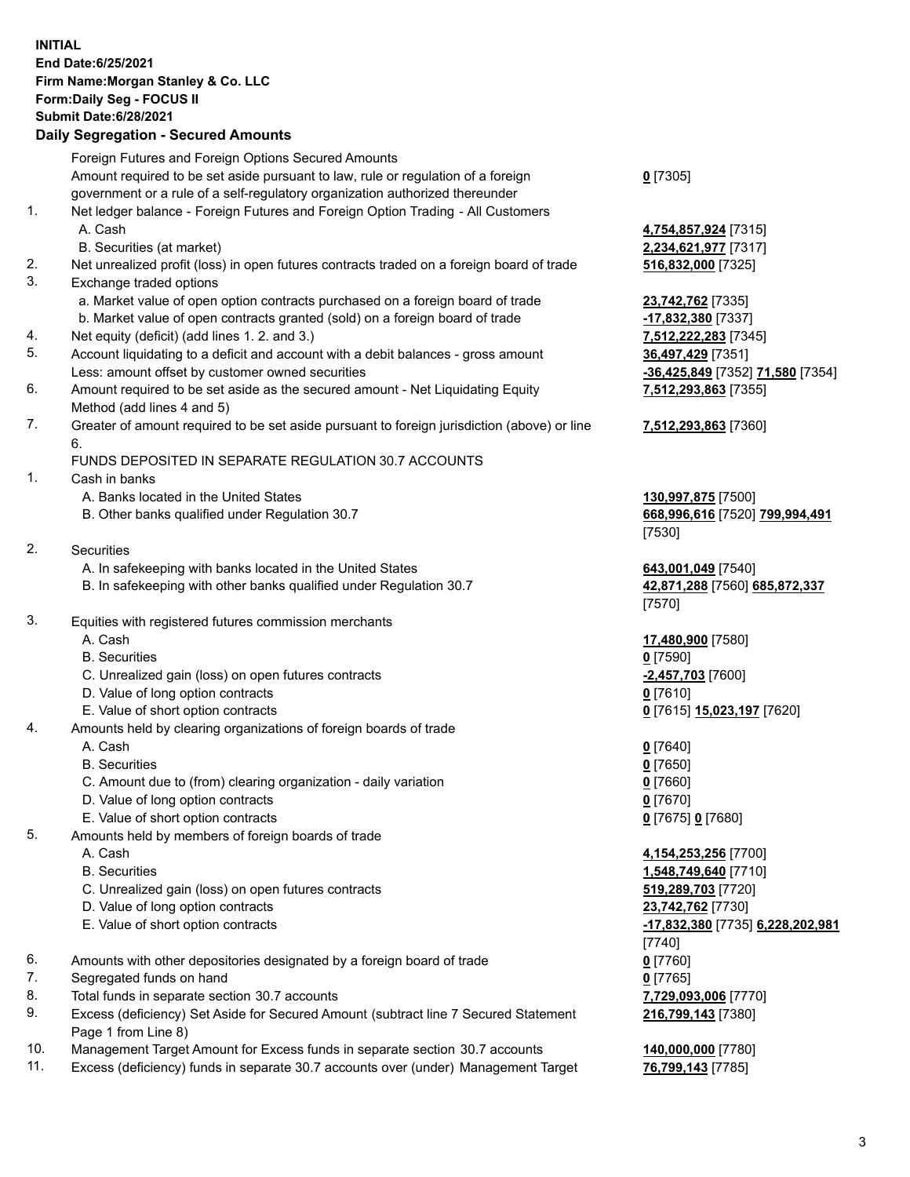**INITIAL**
**End Date:6/25/2021**
**Firm Name:Morgan Stanley & Co. LLC**
**Form:Daily Seg - FOCUS II**
**Submit Date:6/28/2021**

### Daily Segregation - Secured Amounts

| | | |
|---|---|---|
| | Foreign Futures and Foreign Options Secured Amounts | |
| | Amount required to be set aside pursuant to law, rule or regulation of a foreign government or a rule of a self-regulatory organization authorized thereunder | **0** [7305] |
| 1. | Net ledger balance - Foreign Futures and Foreign Option Trading - All Customers | |
| | A. Cash | **4,754,857,924** [7315] |
| | B. Securities (at market) | **2,234,621,977** [7317] |
| 2. | Net unrealized profit (loss) in open futures contracts traded on a foreign board of trade | **516,832,000** [7325] |
| 3. | Exchange traded options | |
| | a. Market value of open option contracts purchased on a foreign board of trade | **23,742,762** [7335] |
| | b. Market value of open contracts granted (sold) on a foreign board of trade | **-17,832,380** [7337] |
| 4. | Net equity (deficit) (add lines 1. 2. and 3.) | **7,512,222,283** [7345] |
| 5. | Account liquidating to a deficit and account with a debit balances - gross amount | **36,497,429** [7351] |
| | Less: amount offset by customer owned securities | **-36,425,849** [7352] **71,580** [7354] |
| 6. | Amount required to be set aside as the secured amount - Net Liquidating Equity Method (add lines 4 and 5) | **7,512,293,863** [7355] |
| 7. | Greater of amount required to be set aside pursuant to foreign jurisdiction (above) or line 6. | **7,512,293,863** [7360] |
| | FUNDS DEPOSITED IN SEPARATE REGULATION 30.7 ACCOUNTS | |
| 1. | Cash in banks | |
| | A. Banks located in the United States | **130,997,875** [7500] |
| | B. Other banks qualified under Regulation 30.7 | **668,996,616** [7520] **799,994,491** [7530] |
| 2. | Securities | |
| | A. In safekeeping with banks located in the United States | **643,001,049** [7540] |
| | B. In safekeeping with other banks qualified under Regulation 30.7 | **42,871,288** [7560] **685,872,337** [7570] |
| 3. | Equities with registered futures commission merchants | |
| | A. Cash | **17,480,900** [7580] |
| | B. Securities | **0** [7590] |
| | C. Unrealized gain (loss) on open futures contracts | **-2,457,703** [7600] |
| | D. Value of long option contracts | **0** [7610] |
| | E. Value of short option contracts | **0** [7615] **15,023,197** [7620] |
| 4. | Amounts held by clearing organizations of foreign boards of trade | |
| | A. Cash | **0** [7640] |
| | B. Securities | **0** [7650] |
| | C. Amount due to (from) clearing organization - daily variation | **0** [7660] |
| | D. Value of long option contracts | **0** [7670] |
| | E. Value of short option contracts | **0** [7675] **0** [7680] |
| 5. | Amounts held by members of foreign boards of trade | |
| | A. Cash | **4,154,253,256** [7700] |
| | B. Securities | **1,548,749,640** [7710] |
| | C. Unrealized gain (loss) on open futures contracts | **519,289,703** [7720] |
| | D. Value of long option contracts | **23,742,762** [7730] |
| | E. Value of short option contracts | **-17,832,380** [7735] **6,228,202,981** [7740] |
| 6. | Amounts with other depositories designated by a foreign board of trade | **0** [7760] |
| 7. | Segregated funds on hand | **0** [7765] |
| 8. | Total funds in separate section 30.7 accounts | **7,729,093,006** [7770] |
| 9. | Excess (deficiency) Set Aside for Secured Amount (subtract line 7 Secured Statement Page 1 from Line 8) | **216,799,143** [7380] |
| 10. | Management Target Amount for Excess funds in separate section 30.7 accounts | **140,000,000** [7780] |
| 11. | Excess (deficiency) funds in separate 30.7 accounts over (under) Management Target | **76,799,143** [7785] |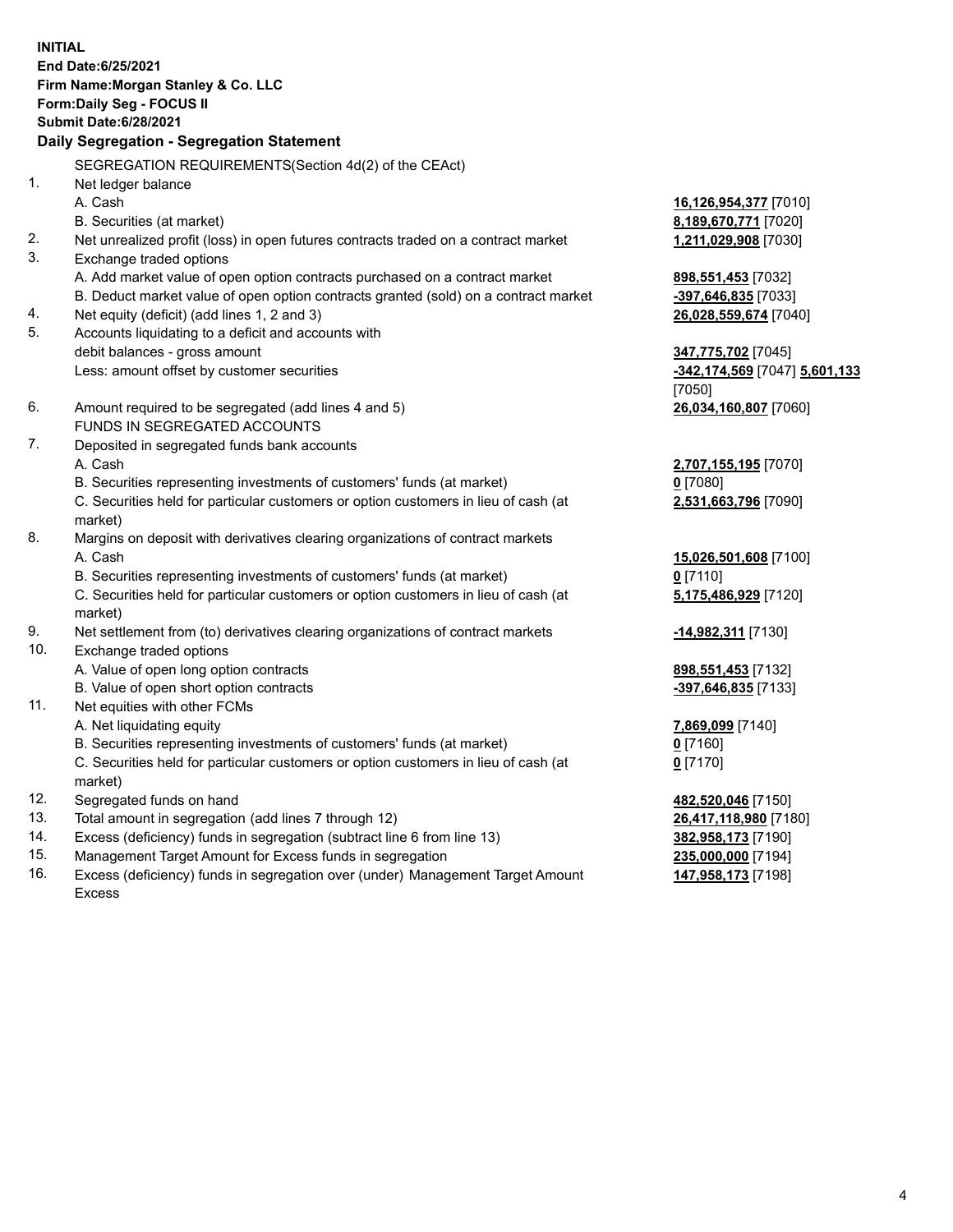**INITIAL**
**End Date:6/25/2021**
**Firm Name:Morgan Stanley & Co. LLC**
**Form:Daily Seg - FOCUS II**
**Submit Date:6/28/2021**

**Daily Segregation - Segregation Statement**

| | | |
|---|---|---|
| | SEGREGATION REQUIREMENTS(Section 4d(2) of the CEAct) | |
| 1. | Net ledger balance | |
| | A. Cash | **16,126,954,377** [7010] |
| | B. Securities (at market) | **8,189,670,771** [7020] |
| 2. | Net unrealized profit (loss) in open futures contracts traded on a contract market | **1,211,029,908** [7030] |
| 3. | Exchange traded options | |
| | A. Add market value of open option contracts purchased on a contract market | **898,551,453** [7032] |
| | B. Deduct market value of open option contracts granted (sold) on a contract market | **-397,646,835** [7033] |
| 4. | Net equity (deficit) (add lines 1, 2 and 3) | **26,028,559,674** [7040] |
| 5. | Accounts liquidating to a deficit and accounts with debit balances - gross amount | **347,775,702** [7045] |
| | Less: amount offset by customer securities | **-342,174,569** [7047] **5,601,133** [7050] |
| 6. | Amount required to be segregated (add lines 4 and 5) | **26,034,160,807** [7060] |
| | FUNDS IN SEGREGATED ACCOUNTS | |
| 7. | Deposited in segregated funds bank accounts | |
| | A. Cash | **2,707,155,195** [7070] |
| | B. Securities representing investments of customers' funds (at market) | **0** [7080] |
| | C. Securities held for particular customers or option customers in lieu of cash (at market) | **2,531,663,796** [7090] |
| 8. | Margins on deposit with derivatives clearing organizations of contract markets | |
| | A. Cash | **15,026,501,608** [7100] |
| | B. Securities representing investments of customers' funds (at market) | **0** [7110] |
| | C. Securities held for particular customers or option customers in lieu of cash (at market) | **5,175,486,929** [7120] |
| 9. | Net settlement from (to) derivatives clearing organizations of contract markets | **-14,982,311** [7130] |
| 10. | Exchange traded options | |
| | A. Value of open long option contracts | **898,551,453** [7132] |
| | B. Value of open short option contracts | **-397,646,835** [7133] |
| 11. | Net equities with other FCMs | |
| | A. Net liquidating equity | **7,869,099** [7140] |
| | B. Securities representing investments of customers' funds (at market) | **0** [7160] |
| | C. Securities held for particular customers or option customers in lieu of cash (at market) | **0** [7170] |
| 12. | Segregated funds on hand | **482,520,046** [7150] |
| 13. | Total amount in segregation (add lines 7 through 12) | **26,417,118,980** [7180] |
| 14. | Excess (deficiency) funds in segregation (subtract line 6 from line 13) | **382,958,173** [7190] |
| 15. | Management Target Amount for Excess funds in segregation | **235,000,000** [7194] |
| 16. | Excess (deficiency) funds in segregation over (under) Management Target Amount Excess | **147,958,173** [7198] |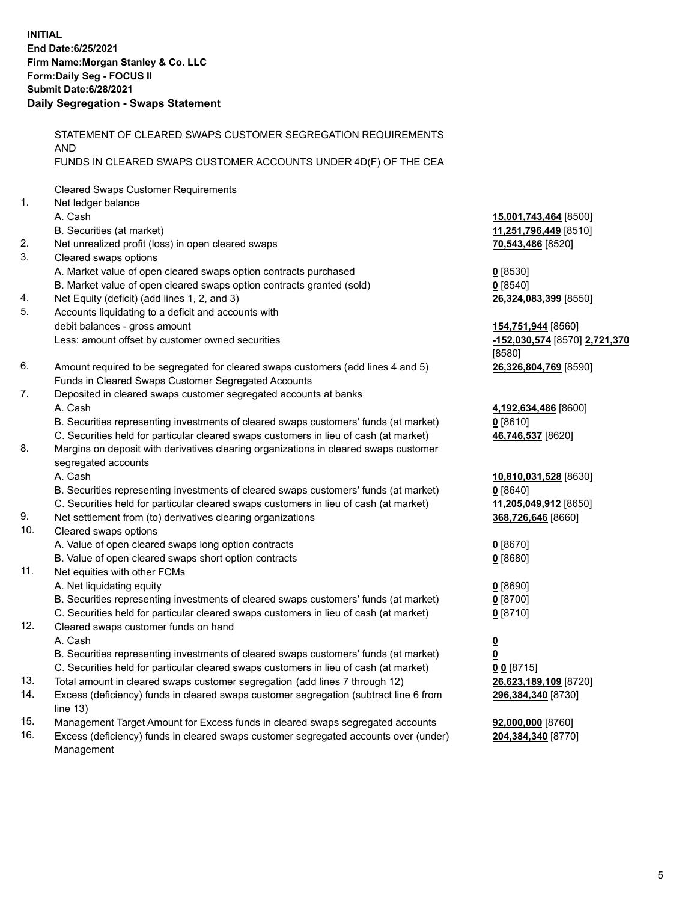**INITIAL**
**End Date:6/25/2021**
**Firm Name:Morgan Stanley & Co. LLC**
**Form:Daily Seg - FOCUS II**
**Submit Date:6/28/2021**
**Daily Segregation - Swaps Statement**

STATEMENT OF CLEARED SWAPS CUSTOMER SEGREGATION REQUIREMENTS AND FUNDS IN CLEARED SWAPS CUSTOMER ACCOUNTS UNDER 4D(F) OF THE CEA

| | | |
|---|---|---|
| | Cleared Swaps Customer Requirements | |
| 1. | Net ledger balance | |
| | A. Cash | **15,001,743,464** [8500] |
| | B. Securities (at market) | **11,251,796,449** [8510] |
| 2. | Net unrealized profit (loss) in open cleared swaps | **70,543,486** [8520] |
| 3. | Cleared swaps options | |
| | A. Market value of open cleared swaps option contracts purchased | **0** [8530] |
| | B. Market value of open cleared swaps option contracts granted (sold) | **0** [8540] |
| 4. | Net Equity (deficit) (add lines 1, 2, and 3) | **26,324,083,399** [8550] |
| 5. | Accounts liquidating to a deficit and accounts with debit balances - gross amount | **154,751,944** [8560] |
| | Less: amount offset by customer owned securities | **-152,030,574** [8570] **2,721,370** [8580] |
| 6. | Amount required to be segregated for cleared swaps customers (add lines 4 and 5) | **26,326,804,769** [8590] |
| | Funds in Cleared Swaps Customer Segregated Accounts | |
| 7. | Deposited in cleared swaps customer segregated accounts at banks | |
| | A. Cash | **4,192,634,486** [8600] |
| | B. Securities representing investments of cleared swaps customers' funds (at market) | **0** [8610] |
| | C. Securities held for particular cleared swaps customers in lieu of cash (at market) | **46,746,537** [8620] |
| 8. | Margins on deposit with derivatives clearing organizations in cleared swaps customer segregated accounts | |
| | A. Cash | **10,810,031,528** [8630] |
| | B. Securities representing investments of cleared swaps customers' funds (at market) | **0** [8640] |
| | C. Securities held for particular cleared swaps customers in lieu of cash (at market) | **11,205,049,912** [8650] |
| 9. | Net settlement from (to) derivatives clearing organizations | **368,726,646** [8660] |
| 10. | Cleared swaps options | |
| | A. Value of open cleared swaps long option contracts | **0** [8670] |
| | B. Value of open cleared swaps short option contracts | **0** [8680] |
| 11. | Net equities with other FCMs | |
| | A. Net liquidating equity | **0** [8690] |
| | B. Securities representing investments of cleared swaps customers' funds (at market) | **0** [8700] |
| | C. Securities held for particular cleared swaps customers in lieu of cash (at market) | **0** [8710] |
| 12. | Cleared swaps customer funds on hand | |
| | A. Cash | **0** |
| | B. Securities representing investments of cleared swaps customers' funds (at market) | **0** |
| | C. Securities held for particular cleared swaps customers in lieu of cash (at market) | **0** **0** [8715] |
| 13. | Total amount in cleared swaps customer segregation (add lines 7 through 12) | **26,623,189,109** [8720] |
| 14. | Excess (deficiency) funds in cleared swaps customer segregation (subtract line 6 from line 13) | **296,384,340** [8730] |
| 15. | Management Target Amount for Excess funds in cleared swaps segregated accounts | **92,000,000** [8760] |
| 16. | Excess (deficiency) funds in cleared swaps customer segregated accounts over (under) Management | **204,384,340** [8770] |